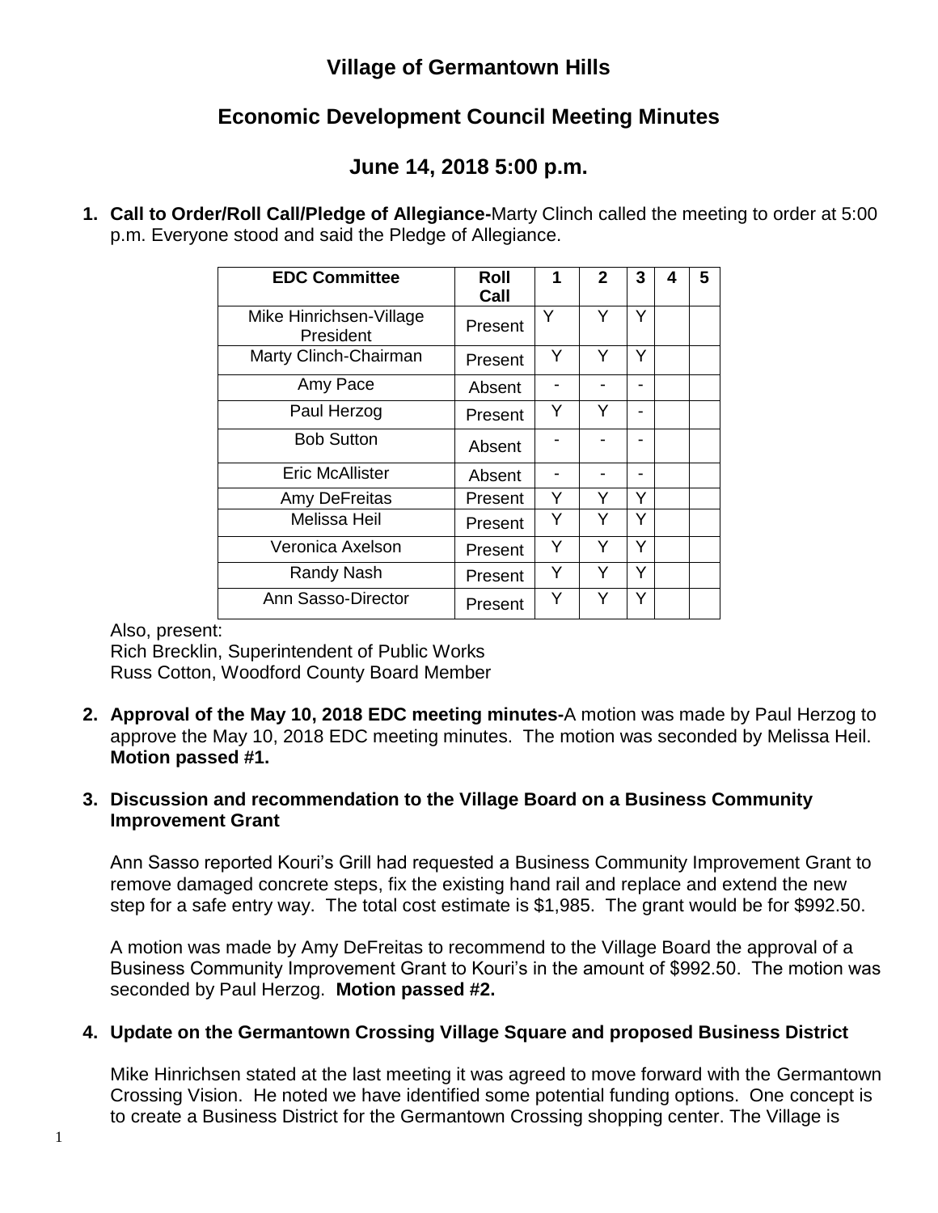# Village of Germantown Hills

## Economic Development Council Meeting Minutes

## June 14, 2018 5:00 p.m.

1. **Call to Order/Roll Call/Pledge of Allegiance-**Marty Clinch called the meeting to order at 5:00 p.m. Everyone stood and said the Pledge of Allegiance.

| EDC Committee | Roll Call | 1 | 2 | 3 | 4 | 5 |
|---|---|---|---|---|---|---|
| Mike Hinrichsen-Village President | Present | Y | Y | Y | | |
| Marty Clinch-Chairman | Present | Y | Y | Y | | |
| Amy Pace | Absent | - | - | - | | |
| Paul Herzog | Present | Y | Y | - | | |
| Bob Sutton | Absent | - | - | - | | |
| Eric McAllister | Absent | - | - | - | | |
| Amy DeFreitas | Present | Y | Y | Y | | |
| Melissa Heil | Present | Y | Y | Y | | |
| Veronica Axelson | Present | Y | Y | Y | | |
| Randy Nash | Present | Y | Y | Y | | |
| Ann Sasso-Director | Present | Y | Y | Y | | |

Also, present:
Rich Brecklin, Superintendent of Public Works
Russ Cotton, Woodford County Board Member

2. **Approval of the May 10, 2018 EDC meeting minutes-**A motion was made by Paul Herzog to approve the May 10, 2018 EDC meeting minutes. The motion was seconded by Melissa Heil. **Motion passed #1.**

3. **Discussion and recommendation to the Village Board on a Business Community Improvement Grant**

   Ann Sasso reported Kouri's Grill had requested a Business Community Improvement Grant to remove damaged concrete steps, fix the existing hand rail and replace and extend the new step for a safe entry way. The total cost estimate is $1,985. The grant would be for $992.50.

   A motion was made by Amy DeFreitas to recommend to the Village Board the approval of a Business Community Improvement Grant to Kouri's in the amount of $992.50. The motion was seconded by Paul Herzog. **Motion passed #2.**

4. **Update on the Germantown Crossing Village Square and proposed Business District**

   Mike Hinrichsen stated at the last meeting it was agreed to move forward with the Germantown Crossing Vision. He noted we have identified some potential funding options. One concept is to create a Business District for the Germantown Crossing shopping center. The Village is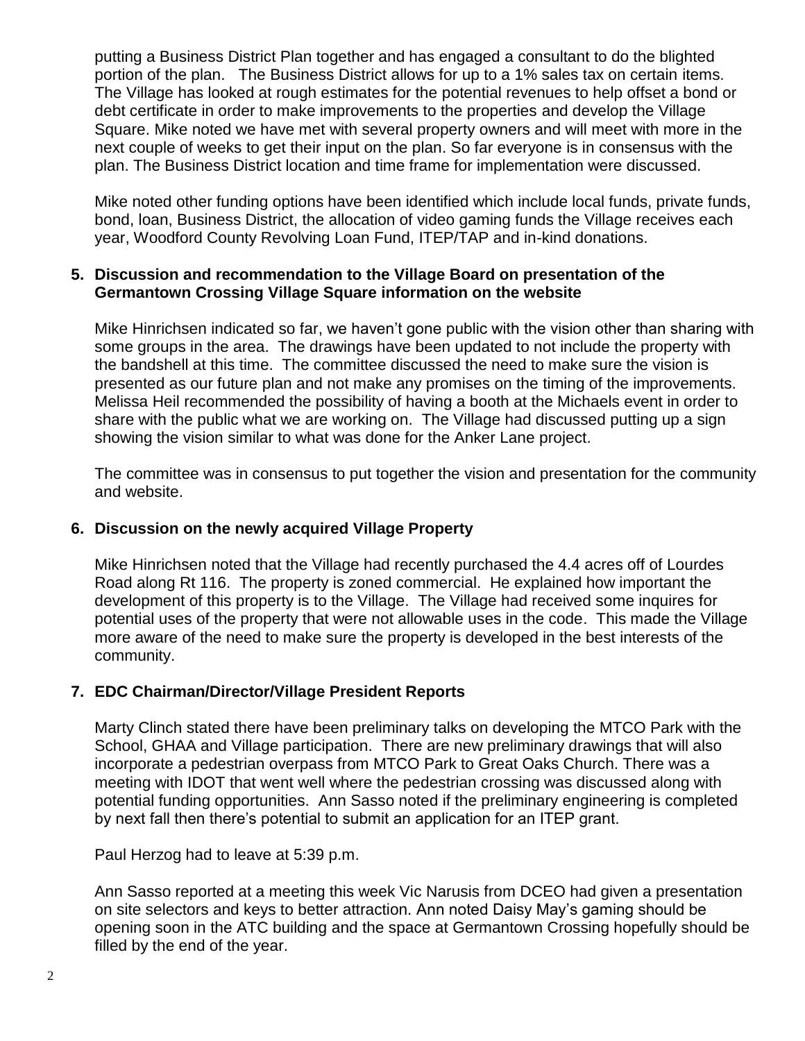putting a Business District Plan together and has engaged a consultant to do the blighted portion of the plan. The Business District allows for up to a 1% sales tax on certain items. The Village has looked at rough estimates for the potential revenues to help offset a bond or debt certificate in order to make improvements to the properties and develop the Village Square. Mike noted we have met with several property owners and will meet with more in the next couple of weeks to get their input on the plan. So far everyone is in consensus with the plan. The Business District location and time frame for implementation were discussed.

Mike noted other funding options have been identified which include local funds, private funds, bond, loan, Business District, the allocation of video gaming funds the Village receives each year, Woodford County Revolving Loan Fund, ITEP/TAP and in-kind donations.

**5. Discussion and recommendation to the Village Board on presentation of the Germantown Crossing Village Square information on the website**

Mike Hinrichsen indicated so far, we haven't gone public with the vision other than sharing with some groups in the area. The drawings have been updated to not include the property with the bandshell at this time. The committee discussed the need to make sure the vision is presented as our future plan and not make any promises on the timing of the improvements. Melissa Heil recommended the possibility of having a booth at the Michaels event in order to share with the public what we are working on. The Village had discussed putting up a sign showing the vision similar to what was done for the Anker Lane project.

The committee was in consensus to put together the vision and presentation for the community and website.

**6. Discussion on the newly acquired Village Property**

Mike Hinrichsen noted that the Village had recently purchased the 4.4 acres off of Lourdes Road along Rt 116. The property is zoned commercial. He explained how important the development of this property is to the Village. The Village had received some inquires for potential uses of the property that were not allowable uses in the code. This made the Village more aware of the need to make sure the property is developed in the best interests of the community.

**7. EDC Chairman/Director/Village President Reports**

Marty Clinch stated there have been preliminary talks on developing the MTCO Park with the School, GHAA and Village participation. There are new preliminary drawings that will also incorporate a pedestrian overpass from MTCO Park to Great Oaks Church. There was a meeting with IDOT that went well where the pedestrian crossing was discussed along with potential funding opportunities. Ann Sasso noted if the preliminary engineering is completed by next fall then there's potential to submit an application for an ITEP grant.

Paul Herzog had to leave at 5:39 p.m.

Ann Sasso reported at a meeting this week Vic Narusis from DCEO had given a presentation on site selectors and keys to better attraction. Ann noted Daisy May's gaming should be opening soon in the ATC building and the space at Germantown Crossing hopefully should be filled by the end of the year.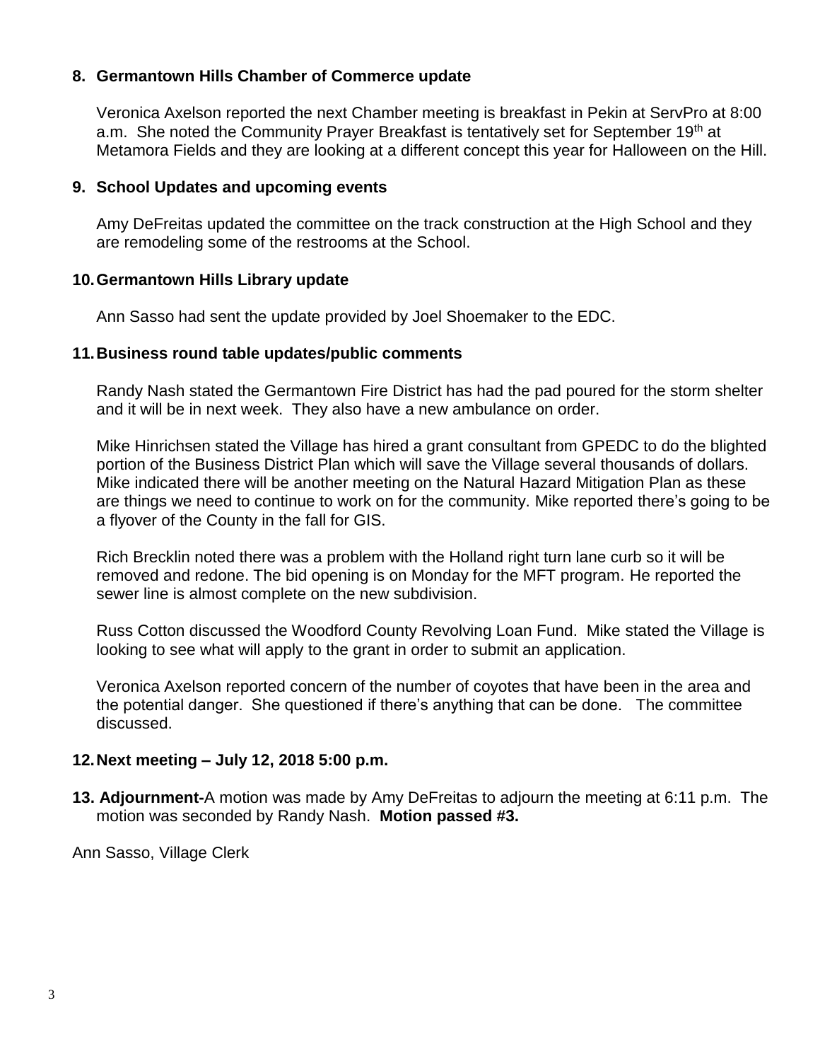**8. Germantown Hills Chamber of Commerce update**

Veronica Axelson reported the next Chamber meeting is breakfast in Pekin at ServPro at 8:00 a.m. She noted the Community Prayer Breakfast is tentatively set for September 19th at Metamora Fields and they are looking at a different concept this year for Halloween on the Hill.

**9. School Updates and upcoming events**

Amy DeFreitas updated the committee on the track construction at the High School and they are remodeling some of the restrooms at the School.

**10. Germantown Hills Library update**

Ann Sasso had sent the update provided by Joel Shoemaker to the EDC.

**11. Business round table updates/public comments**

Randy Nash stated the Germantown Fire District has had the pad poured for the storm shelter and it will be in next week. They also have a new ambulance on order.

Mike Hinrichsen stated the Village has hired a grant consultant from GPEDC to do the blighted portion of the Business District Plan which will save the Village several thousands of dollars. Mike indicated there will be another meeting on the Natural Hazard Mitigation Plan as these are things we need to continue to work on for the community. Mike reported there's going to be a flyover of the County in the fall for GIS.

Rich Brecklin noted there was a problem with the Holland right turn lane curb so it will be removed and redone. The bid opening is on Monday for the MFT program. He reported the sewer line is almost complete on the new subdivision.

Russ Cotton discussed the Woodford County Revolving Loan Fund. Mike stated the Village is looking to see what will apply to the grant in order to submit an application.

Veronica Axelson reported concern of the number of coyotes that have been in the area and the potential danger. She questioned if there's anything that can be done. The committee discussed.

**12. Next meeting – July 12, 2018 5:00 p.m.**

**13. Adjournment-**A motion was made by Amy DeFreitas to adjourn the meeting at 6:11 p.m. The motion was seconded by Randy Nash. **Motion passed #3.**

Ann Sasso, Village Clerk